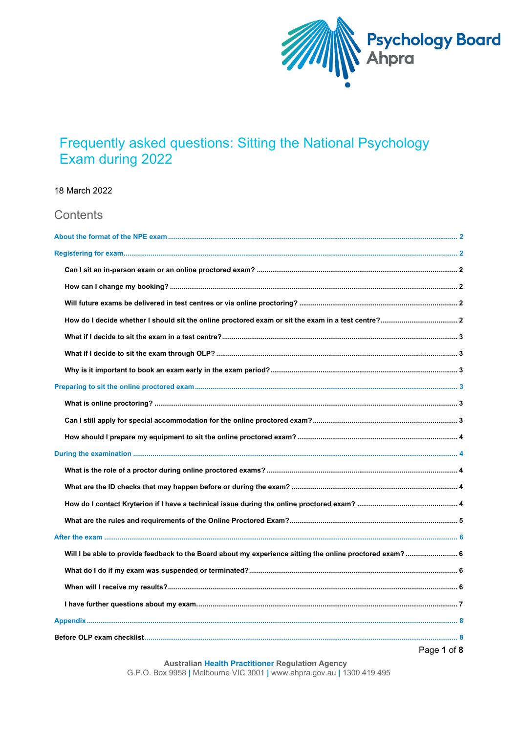# Frequently asked questions: Sitting the National Psychology Exam during 2022

18 March 2022

## Contents

- **About the format of the NPE exam** ..... 2
- **Registering for exam** ..... 2
  - **Can I sit an in-person exam or an online proctored exam?** ..... 2
  - **How can I change my booking?** ..... 2
  - **Will future exams be delivered in test centres or via online proctoring?** ..... 2
  - **How do I decide whether I should sit the online proctored exam or sit the exam in a test centre?** ..... 2
  - **What if I decide to sit the exam in a test centre?** ..... 3
  - **What if I decide to sit the exam through OLP?** ..... 3
  - **Why is it important to book an exam early in the exam period?** ..... 3
- **Preparing to sit the online proctored exam** ..... 3
  - **What is online proctoring?** ..... 3
  - **Can I still apply for special accommodation for the online proctored exam?** ..... 3
  - **How should I prepare my equipment to sit the online proctored exam?** ..... 4
- **During the examination** ..... 4
  - **What is the role of a proctor during online proctored exams?** ..... 4
  - **What are the ID checks that may happen before or during the exam?** ..... 4
  - **How do I contact Kryterion if I have a technical issue during the online proctored exam?** ..... 4
  - **What are the rules and requirements of the Online Proctored Exam?** ..... 5
- **After the exam** ..... 6
  - **Will I be able to provide feedback to the Board about my experience sitting the online proctored exam?** ..... 6
  - **What do I do if my exam was suspended or terminated?** ..... 6
  - **When will I receive my results?** ..... 6
  - **I have further questions about my exam.** ..... 7
- **Appendix** ..... 8
- **Before OLP exam checklist** ..... 8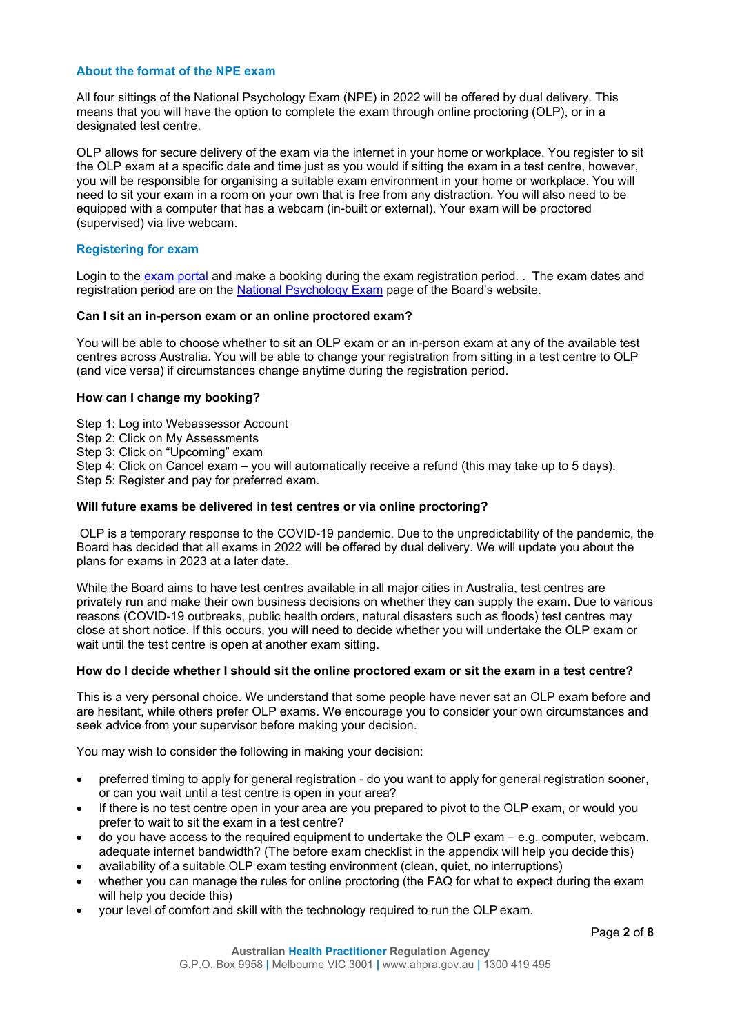## About the format of the NPE exam

All four sittings of the National Psychology Exam (NPE) in 2022 will be offered by dual delivery. This means that you will have the option to complete the exam through online proctoring (OLP), or in a designated test centre.

OLP allows for secure delivery of the exam via the internet in your home or workplace. You register to sit the OLP exam at a specific date and time just as you would if sitting the exam in a test centre, however, you will be responsible for organising a suitable exam environment in your home or workplace. You will need to sit your exam in a room on your own that is free from any distraction. You will also need to be equipped with a computer that has a webcam (in-built or external). Your exam will be proctored (supervised) via live webcam.

## Registering for exam

Login to the [exam portal](#) and make a booking during the exam registration period. . The exam dates and registration period are on the [National Psychology Exam](#) page of the Board's website.

### Can I sit an in-person exam or an online proctored exam?

You will be able to choose whether to sit an OLP exam or an in-person exam at any of the available test centres across Australia. You will be able to change your registration from sitting in a test centre to OLP (and vice versa) if circumstances change anytime during the registration period.

### How can I change my booking?

Step 1: Log into Webassessor Account
Step 2: Click on My Assessments
Step 3: Click on "Upcoming" exam
Step 4: Click on Cancel exam – you will automatically receive a refund (this may take up to 5 days).
Step 5: Register and pay for preferred exam.

### Will future exams be delivered in test centres or via online proctoring?

OLP is a temporary response to the COVID-19 pandemic. Due to the unpredictability of the pandemic, the Board has decided that all exams in 2022 will be offered by dual delivery. We will update you about the plans for exams in 2023 at a later date.

While the Board aims to have test centres available in all major cities in Australia, test centres are privately run and make their own business decisions on whether they can supply the exam. Due to various reasons (COVID-19 outbreaks, public health orders, natural disasters such as floods) test centres may close at short notice. If this occurs, you will need to decide whether you will undertake the OLP exam or wait until the test centre is open at another exam sitting.

### How do I decide whether I should sit the online proctored exam or sit the exam in a test centre?

This is a very personal choice. We understand that some people have never sat an OLP exam before and are hesitant, while others prefer OLP exams. We encourage you to consider your own circumstances and seek advice from your supervisor before making your decision.

You may wish to consider the following in making your decision:

- preferred timing to apply for general registration - do you want to apply for general registration sooner, or can you wait until a test centre is open in your area?
- If there is no test centre open in your area are you prepared to pivot to the OLP exam, or would you prefer to wait to sit the exam in a test centre?
- do you have access to the required equipment to undertake the OLP exam – e.g. computer, webcam, adequate internet bandwidth? (The before exam checklist in the appendix will help you decide this)
- availability of a suitable OLP exam testing environment (clean, quiet, no interruptions)
- whether you can manage the rules for online proctoring (the FAQ for what to expect during the exam will help you decide this)
- your level of comfort and skill with the technology required to run the OLP exam.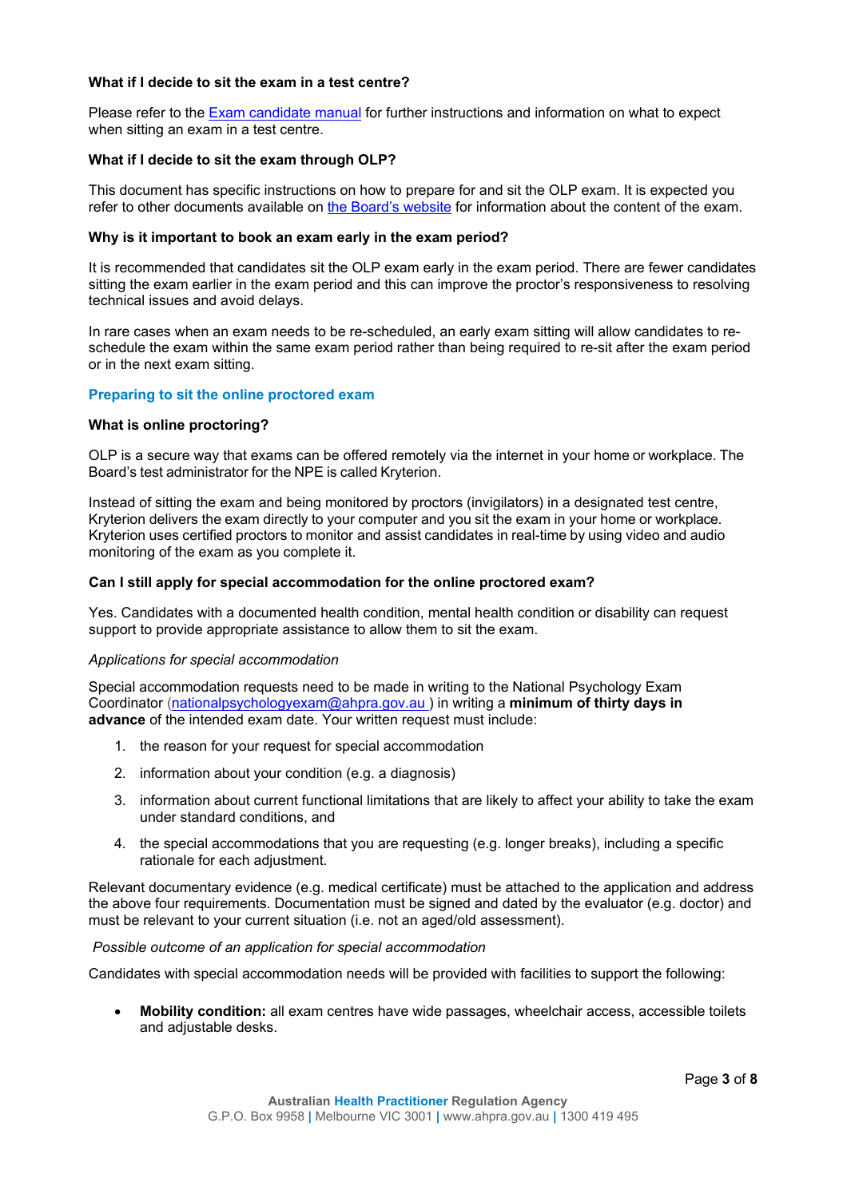**What if I decide to sit the exam in a test centre?**

Please refer to the [Exam candidate manual] for further instructions and information on what to expect when sitting an exam in a test centre.

**What if I decide to sit the exam through OLP?**

This document has specific instructions on how to prepare for and sit the OLP exam. It is expected you refer to other documents available on [the Board's website] for information about the content of the exam.

**Why is it important to book an exam early in the exam period?**

It is recommended that candidates sit the OLP exam early in the exam period. There are fewer candidates sitting the exam earlier in the exam period and this can improve the proctor's responsiveness to resolving technical issues and avoid delays.

In rare cases when an exam needs to be re-scheduled, an early exam sitting will allow candidates to re-schedule the exam within the same exam period rather than being required to re-sit after the exam period or in the next exam sitting.

## Preparing to sit the online proctored exam

**What is online proctoring?**

OLP is a secure way that exams can be offered remotely via the internet in your home or workplace. The Board's test administrator for the NPE is called Kryterion.

Instead of sitting the exam and being monitored by proctors (invigilators) in a designated test centre, Kryterion delivers the exam directly to your computer and you sit the exam in your home or workplace. Kryterion uses certified proctors to monitor and assist candidates in real-time by using video and audio monitoring of the exam as you complete it.

**Can I still apply for special accommodation for the online proctored exam?**

Yes. Candidates with a documented health condition, mental health condition or disability can request support to provide appropriate assistance to allow them to sit the exam.

*Applications for special accommodation*

Special accommodation requests need to be made in writing to the National Psychology Exam Coordinator (nationalpsychologyexam@ahpra.gov.au ) in writing a **minimum of thirty days in advance** of the intended exam date. Your written request must include:

1. the reason for your request for special accommodation
2. information about your condition (e.g. a diagnosis)
3. information about current functional limitations that are likely to affect your ability to take the exam under standard conditions, and
4. the special accommodations that you are requesting (e.g. longer breaks), including a specific rationale for each adjustment.

Relevant documentary evidence (e.g. medical certificate) must be attached to the application and address the above four requirements. Documentation must be signed and dated by the evaluator (e.g. doctor) and must be relevant to your current situation (i.e. not an aged/old assessment).

*Possible outcome of an application for special accommodation*

Candidates with special accommodation needs will be provided with facilities to support the following:

- **Mobility condition:** all exam centres have wide passages, wheelchair access, accessible toilets and adjustable desks.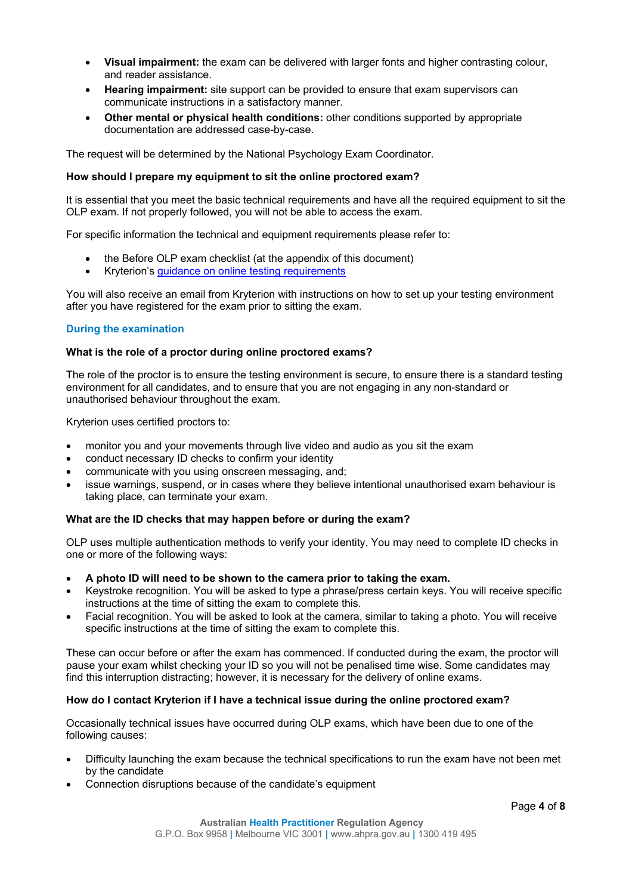- **Visual impairment:** the exam can be delivered with larger fonts and higher contrasting colour, and reader assistance.
- **Hearing impairment:** site support can be provided to ensure that exam supervisors can communicate instructions in a satisfactory manner.
- **Other mental or physical health conditions:** other conditions supported by appropriate documentation are addressed case-by-case.

The request will be determined by the National Psychology Exam Coordinator.

**How should I prepare my equipment to sit the online proctored exam?**

It is essential that you meet the basic technical requirements and have all the required equipment to sit the OLP exam. If not properly followed, you will not be able to access the exam.

For specific information the technical and equipment requirements please refer to:

- the Before OLP exam checklist (at the appendix of this document)
- Kryterion's [guidance on online testing requirements]

You will also receive an email from Kryterion with instructions on how to set up your testing environment after you have registered for the exam prior to sitting the exam.

## During the examination

**What is the role of a proctor during online proctored exams?**

The role of the proctor is to ensure the testing environment is secure, to ensure there is a standard testing environment for all candidates, and to ensure that you are not engaging in any non-standard or unauthorised behaviour throughout the exam.

Kryterion uses certified proctors to:

- monitor you and your movements through live video and audio as you sit the exam
- conduct necessary ID checks to confirm your identity
- communicate with you using onscreen messaging, and;
- issue warnings, suspend, or in cases where they believe intentional unauthorised exam behaviour is taking place, can terminate your exam.

**What are the ID checks that may happen before or during the exam?**

OLP uses multiple authentication methods to verify your identity. You may need to complete ID checks in one or more of the following ways:

- **A photo ID will need to be shown to the camera prior to taking the exam.**
- Keystroke recognition. You will be asked to type a phrase/press certain keys. You will receive specific instructions at the time of sitting the exam to complete this.
- Facial recognition. You will be asked to look at the camera, similar to taking a photo. You will receive specific instructions at the time of sitting the exam to complete this.

These can occur before or after the exam has commenced. If conducted during the exam, the proctor will pause your exam whilst checking your ID so you will not be penalised time wise. Some candidates may find this interruption distracting; however, it is necessary for the delivery of online exams.

**How do I contact Kryterion if I have a technical issue during the online proctored exam?**

Occasionally technical issues have occurred during OLP exams, which have been due to one of the following causes:

- Difficulty launching the exam because the technical specifications to run the exam have not been met by the candidate
- Connection disruptions because of the candidate's equipment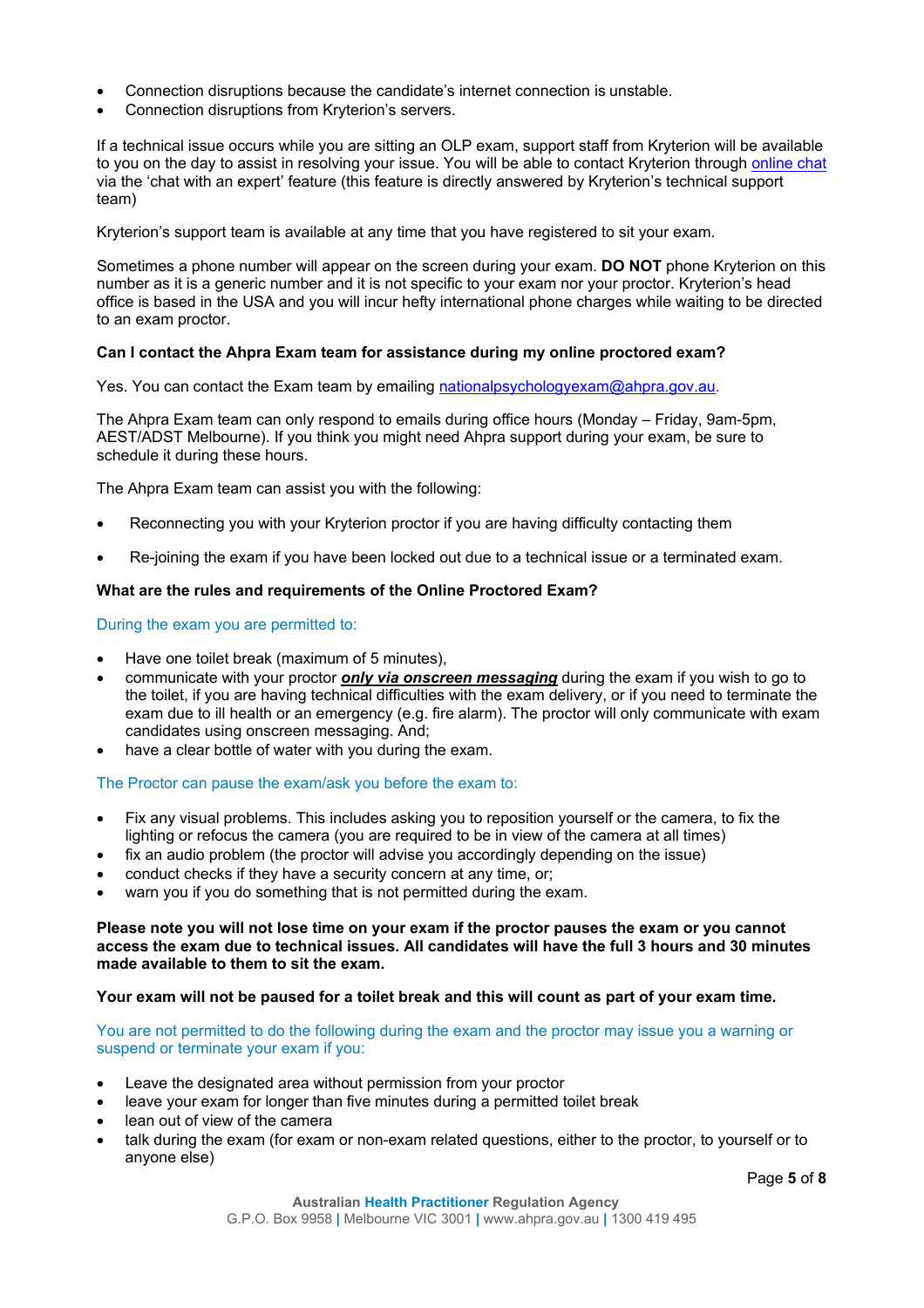- Connection disruptions because the candidate's internet connection is unstable.
- Connection disruptions from Kryterion's servers.

If a technical issue occurs while you are sitting an OLP exam, support staff from Kryterion will be available to you on the day to assist in resolving your issue. You will be able to contact Kryterion through online chat via the 'chat with an expert' feature (this feature is directly answered by Kryterion's technical support team)

Kryterion's support team is available at any time that you have registered to sit your exam.

Sometimes a phone number will appear on the screen during your exam. **DO NOT** phone Kryterion on this number as it is a generic number and it is not specific to your exam nor your proctor. Kryterion's head office is based in the USA and you will incur hefty international phone charges while waiting to be directed to an exam proctor.

**Can I contact the Ahpra Exam team for assistance during my online proctored exam?**

Yes. You can contact the Exam team by emailing nationalpsychologyexam@ahpra.gov.au.

The Ahpra Exam team can only respond to emails during office hours (Monday – Friday, 9am-5pm, AEST/ADST Melbourne). If you think you might need Ahpra support during your exam, be sure to schedule it during these hours.

The Ahpra Exam team can assist you with the following:

- Reconnecting you with your Kryterion proctor if you are having difficulty contacting them
- Re-joining the exam if you have been locked out due to a technical issue or a terminated exam.

**What are the rules and requirements of the Online Proctored Exam?**

During the exam you are permitted to:

- Have one toilet break (maximum of 5 minutes),
- communicate with your proctor ***only via onscreen messaging*** during the exam if you wish to go to the toilet, if you are having technical difficulties with the exam delivery, or if you need to terminate the exam due to ill health or an emergency (e.g. fire alarm). The proctor will only communicate with exam candidates using onscreen messaging. And;
- have a clear bottle of water with you during the exam.

The Proctor can pause the exam/ask you before the exam to:

- Fix any visual problems. This includes asking you to reposition yourself or the camera, to fix the lighting or refocus the camera (you are required to be in view of the camera at all times)
- fix an audio problem (the proctor will advise you accordingly depending on the issue)
- conduct checks if they have a security concern at any time, or;
- warn you if you do something that is not permitted during the exam.

**Please note you will not lose time on your exam if the proctor pauses the exam or you cannot access the exam due to technical issues. All candidates will have the full 3 hours and 30 minutes made available to them to sit the exam.**

**Your exam will not be paused for a toilet break and this will count as part of your exam time.**

You are not permitted to do the following during the exam and the proctor may issue you a warning or suspend or terminate your exam if you:

- Leave the designated area without permission from your proctor
- leave your exam for longer than five minutes during a permitted toilet break
- lean out of view of the camera
- talk during the exam (for exam or non-exam related questions, either to the proctor, to yourself or to anyone else)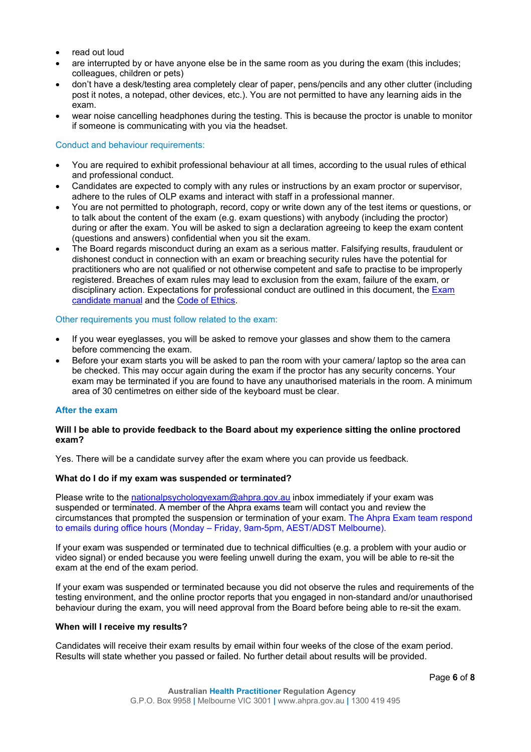- read out loud
- are interrupted by or have anyone else be in the same room as you during the exam (this includes; colleagues, children or pets)
- don't have a desk/testing area completely clear of paper, pens/pencils and any other clutter (including post it notes, a notepad, other devices, etc.). You are not permitted to have any learning aids in the exam.
- wear noise cancelling headphones during the testing. This is because the proctor is unable to monitor if someone is communicating with you via the headset.

Conduct and behaviour requirements:

- You are required to exhibit professional behaviour at all times, according to the usual rules of ethical and professional conduct.
- Candidates are expected to comply with any rules or instructions by an exam proctor or supervisor, adhere to the rules of OLP exams and interact with staff in a professional manner.
- You are not permitted to photograph, record, copy or write down any of the test items or questions, or to talk about the content of the exam (e.g. exam questions) with anybody (including the proctor) during or after the exam. You will be asked to sign a declaration agreeing to keep the exam content (questions and answers) confidential when you sit the exam.
- The Board regards misconduct during an exam as a serious matter. Falsifying results, fraudulent or dishonest conduct in connection with an exam or breaching security rules have the potential for practitioners who are not qualified or not otherwise competent and safe to practise to be improperly registered. Breaches of exam rules may lead to exclusion from the exam, failure of the exam, or disciplinary action. Expectations for professional conduct are outlined in this document, the Exam candidate manual and the Code of Ethics.

Other requirements you must follow related to the exam:

- If you wear eyeglasses, you will be asked to remove your glasses and show them to the camera before commencing the exam.
- Before your exam starts you will be asked to pan the room with your camera/ laptop so the area can be checked. This may occur again during the exam if the proctor has any security concerns. Your exam may be terminated if you are found to have any unauthorised materials in the room. A minimum area of 30 centimetres on either side of the keyboard must be clear.

## After the exam

**Will I be able to provide feedback to the Board about my experience sitting the online proctored exam?**

Yes. There will be a candidate survey after the exam where you can provide us feedback.

**What do I do if my exam was suspended or terminated?**

Please write to the nationalpsychologyexam@ahpra.gov.au inbox immediately if your exam was suspended or terminated. A member of the Ahpra exams team will contact you and review the circumstances that prompted the suspension or termination of your exam. The Ahpra Exam team respond to emails during office hours (Monday – Friday, 9am-5pm, AEST/ADST Melbourne).

If your exam was suspended or terminated due to technical difficulties (e.g. a problem with your audio or video signal) or ended because you were feeling unwell during the exam, you will be able to re-sit the exam at the end of the exam period.

If your exam was suspended or terminated because you did not observe the rules and requirements of the testing environment, and the online proctor reports that you engaged in non-standard and/or unauthorised behaviour during the exam, you will need approval from the Board before being able to re-sit the exam.

**When will I receive my results?**

Candidates will receive their exam results by email within four weeks of the close of the exam period. Results will state whether you passed or failed. No further detail about results will be provided.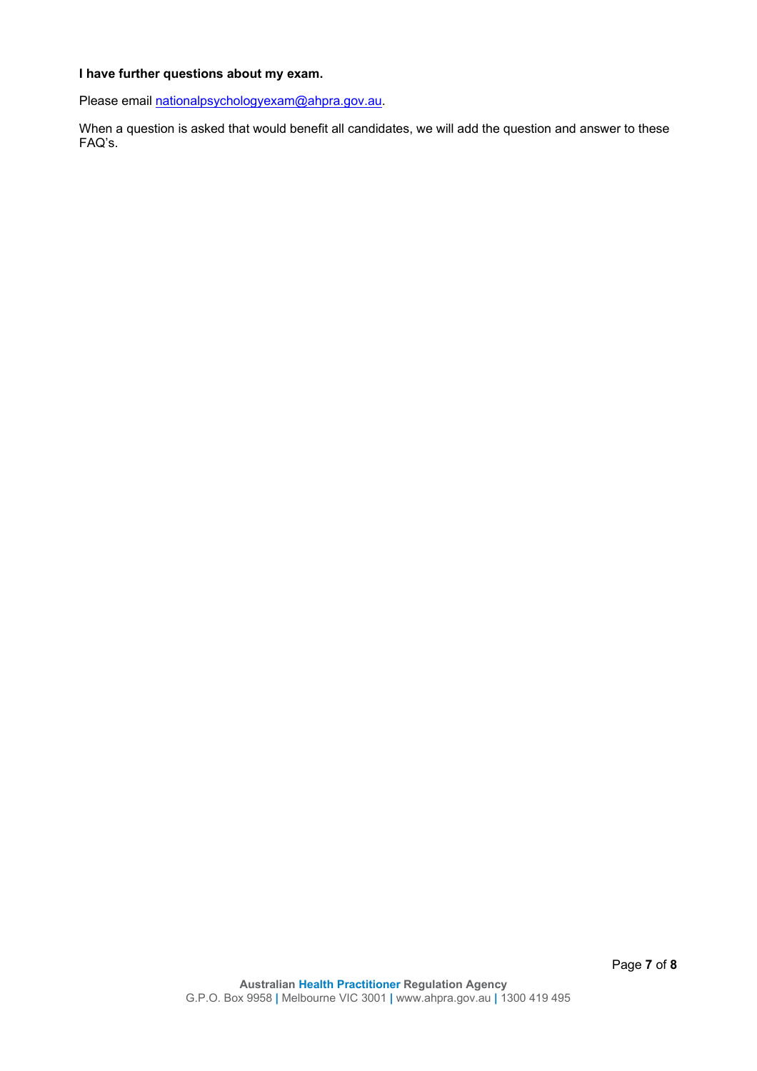**I have further questions about my exam.**

Please email [nationalpsychologyexam@ahpra.gov.au](mailto:nationalpsychologyexam@ahpra.gov.au).

When a question is asked that would benefit all candidates, we will add the question and answer to these FAQ's.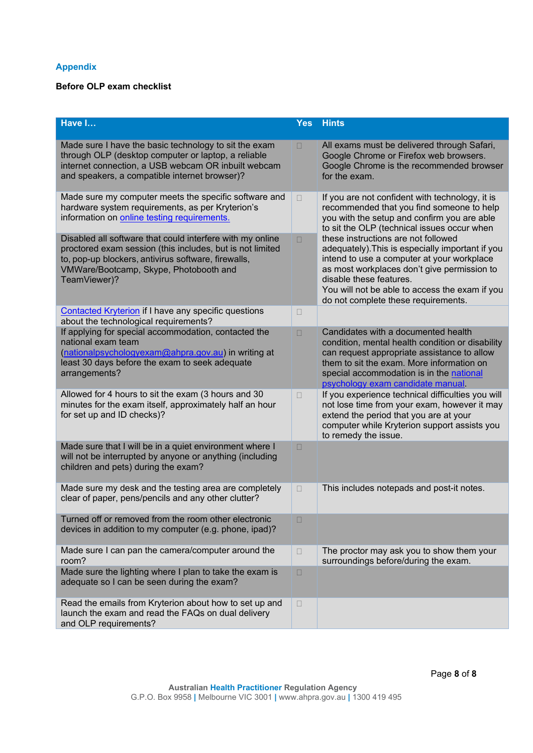## Appendix

**Before OLP exam checklist**

| Have I… | Yes | Hints |
|---|---|---|
| Made sure I have the basic technology to sit the exam through OLP (desktop computer or laptop, a reliable internet connection, a USB webcam OR inbuilt webcam and speakers, a compatible internet browser)? | ☐ | All exams must be delivered through Safari, Google Chrome or Firefox web browsers. Google Chrome is the recommended browser for the exam. |
| Made sure my computer meets the specific software and hardware system requirements, as per Kryterion's information on [online testing requirements.]() | ☐ | If you are not confident with technology, it is recommended that you find someone to help you with the setup and confirm you are able to sit the OLP (technical issues occur when these instructions are not followed adequately).This is especially important if you intend to use a computer at your workplace as most workplaces don't give permission to disable these features. You will not be able to access the exam if you do not complete these requirements. |
| Disabled all software that could interfere with my online proctored exam session (this includes, but is not limited to, pop-up blockers, antivirus software, firewalls, VMWare/Bootcamp, Skype, Photobooth and TeamViewer)? | ☐ | |
| [Contacted Kryterion]() if I have any specific questions about the technological requirements? | ☐ | |
| If applying for special accommodation, contacted the national exam team ([nationalpsychologyexam@ahpra.gov.au]()) in writing at least 30 days before the exam to seek adequate arrangements? | ☐ | Candidates with a documented health condition, mental health condition or disability can request appropriate assistance to allow them to sit the exam. More information on special accommodation is in the [national psychology exam candidate manual](). |
| Allowed for 4 hours to sit the exam (3 hours and 30 minutes for the exam itself, approximately half an hour for set up and ID checks)? | ☐ | If you experience technical difficulties you will not lose time from your exam, however it may extend the period that you are at your computer while Kryterion support assists you to remedy the issue. |
| Made sure that I will be in a quiet environment where I will not be interrupted by anyone or anything (including children and pets) during the exam? | ☐ | |
| Made sure my desk and the testing area are completely clear of paper, pens/pencils and any other clutter? | ☐ | This includes notepads and post-it notes. |
| Turned off or removed from the room other electronic devices in addition to my computer (e.g. phone, ipad)? | ☐ | |
| Made sure I can pan the camera/computer around the room? | ☐ | The proctor may ask you to show them your surroundings before/during the exam. |
| Made sure the lighting where I plan to take the exam is adequate so I can be seen during the exam? | ☐ | |
| Read the emails from Kryterion about how to set up and launch the exam and read the FAQs on dual delivery and OLP requirements? | ☐ | |